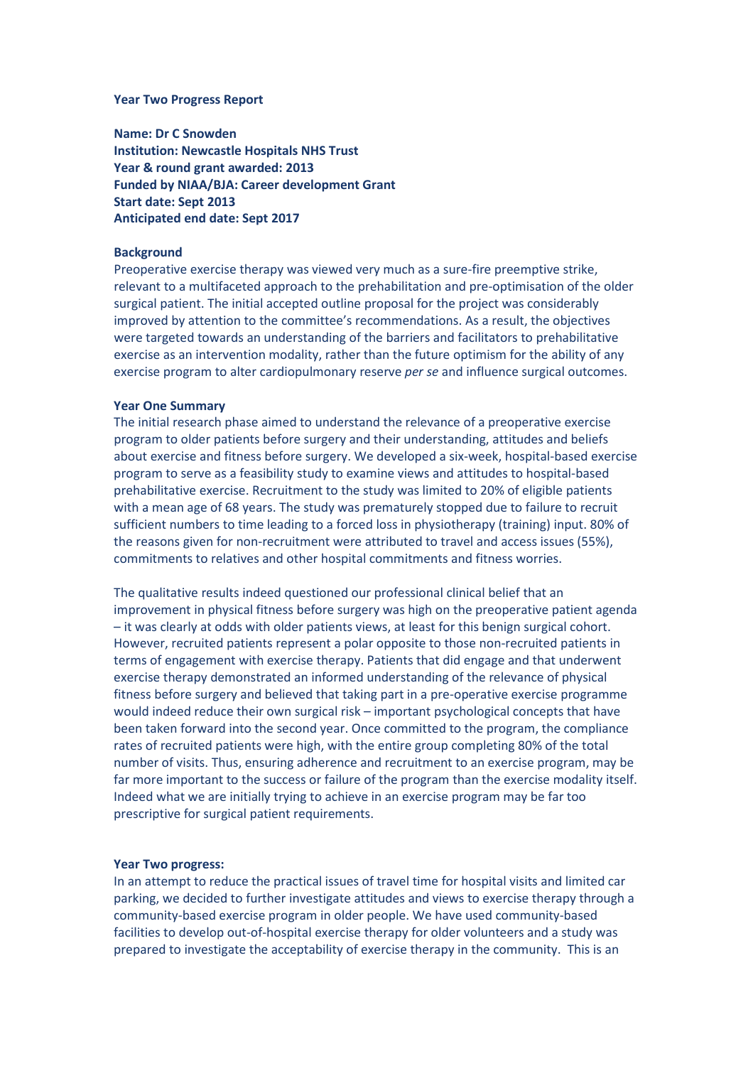**Year Two Progress Report**

**Name: Dr C Snowden**
**Institution: Newcastle Hospitals NHS Trust**
**Year & round grant awarded: 2013**
**Funded by NIAA/BJA: Career development Grant**
**Start date: Sept 2013**
**Anticipated end date: Sept 2017**

**Background**

Preoperative exercise therapy was viewed very much as a sure-fire preemptive strike, relevant to a multifaceted approach to the prehabilitation and pre-optimisation of the older surgical patient. The initial accepted outline proposal for the project was considerably improved by attention to the committee's recommendations. As a result, the objectives were targeted towards an understanding of the barriers and facilitators to prehabilitative exercise as an intervention modality, rather than the future optimism for the ability of any exercise program to alter cardiopulmonary reserve *per se* and influence surgical outcomes.

**Year One Summary**

The initial research phase aimed to understand the relevance of a preoperative exercise program to older patients before surgery and their understanding, attitudes and beliefs about exercise and fitness before surgery. We developed a six-week, hospital-based exercise program to serve as a feasibility study to examine views and attitudes to hospital-based prehabilitative exercise. Recruitment to the study was limited to 20% of eligible patients with a mean age of 68 years. The study was prematurely stopped due to failure to recruit sufficient numbers to time leading to a forced loss in physiotherapy (training) input. 80% of the reasons given for non-recruitment were attributed to travel and access issues (55%), commitments to relatives and other hospital commitments and fitness worries.

The qualitative results indeed questioned our professional clinical belief that an improvement in physical fitness before surgery was high on the preoperative patient agenda – it was clearly at odds with older patients views, at least for this benign surgical cohort. However, recruited patients represent a polar opposite to those non-recruited patients in terms of engagement with exercise therapy. Patients that did engage and that underwent exercise therapy demonstrated an informed understanding of the relevance of physical fitness before surgery and believed that taking part in a pre-operative exercise programme would indeed reduce their own surgical risk – important psychological concepts that have been taken forward into the second year. Once committed to the program, the compliance rates of recruited patients were high, with the entire group completing 80% of the total number of visits. Thus, ensuring adherence and recruitment to an exercise program, may be far more important to the success or failure of the program than the exercise modality itself. Indeed what we are initially trying to achieve in an exercise program may be far too prescriptive for surgical patient requirements.

**Year Two progress:**

In an attempt to reduce the practical issues of travel time for hospital visits and limited car parking, we decided to further investigate attitudes and views to exercise therapy through a community-based exercise program in older people. We have used community-based facilities to develop out-of-hospital exercise therapy for older volunteers and a study was prepared to investigate the acceptability of exercise therapy in the community. This is an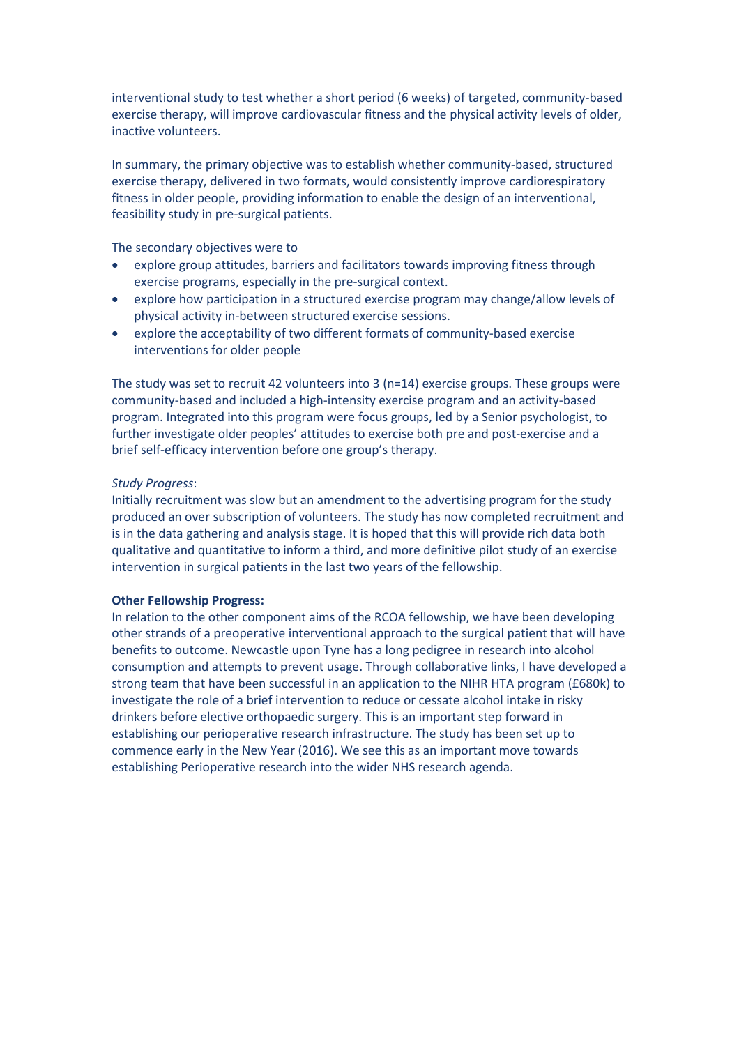interventional study to test whether a short period (6 weeks) of targeted, community-based exercise therapy, will improve cardiovascular fitness and the physical activity levels of older, inactive volunteers.

In summary, the primary objective was to establish whether community-based, structured exercise therapy, delivered in two formats, would consistently improve cardiorespiratory fitness in older people, providing information to enable the design of an interventional, feasibility study in pre-surgical patients.

The secondary objectives were to

- explore group attitudes, barriers and facilitators towards improving fitness through exercise programs, especially in the pre-surgical context.
- explore how participation in a structured exercise program may change/allow levels of physical activity in-between structured exercise sessions.
- explore the acceptability of two different formats of community-based exercise interventions for older people

The study was set to recruit 42 volunteers into 3 (n=14) exercise groups. These groups were community-based and included a high-intensity exercise program and an activity-based program. Integrated into this program were focus groups, led by a Senior psychologist, to further investigate older peoples' attitudes to exercise both pre and post-exercise and a brief self-efficacy intervention before one group's therapy.

*Study Progress*:
Initially recruitment was slow but an amendment to the advertising program for the study produced an over subscription of volunteers. The study has now completed recruitment and is in the data gathering and analysis stage. It is hoped that this will provide rich data both qualitative and quantitative to inform a third, and more definitive pilot study of an exercise intervention in surgical patients in the last two years of the fellowship.

**Other Fellowship Progress:**
In relation to the other component aims of the RCOA fellowship, we have been developing other strands of a preoperative interventional approach to the surgical patient that will have benefits to outcome. Newcastle upon Tyne has a long pedigree in research into alcohol consumption and attempts to prevent usage. Through collaborative links, I have developed a strong team that have been successful in an application to the NIHR HTA program (£680k) to investigate the role of a brief intervention to reduce or cessate alcohol intake in risky drinkers before elective orthopaedic surgery. This is an important step forward in establishing our perioperative research infrastructure. The study has been set up to commence early in the New Year (2016). We see this as an important move towards establishing Perioperative research into the wider NHS research agenda.